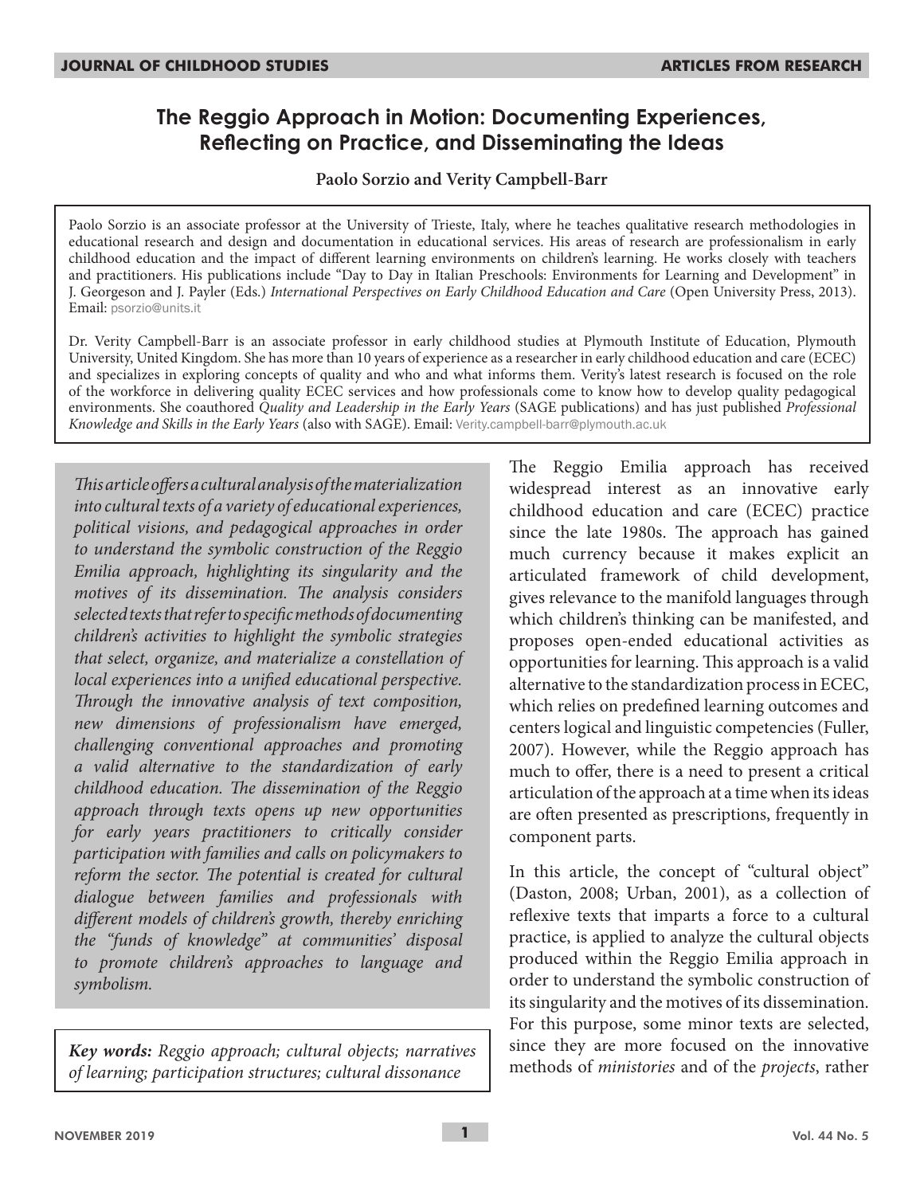# The Reggio Approach in Motion: Documenting Experiences, Reflecting on Practice, and Disseminating the Ideas

**Paolo Sorzio and Verity Campbell-Barr**

Paolo Sorzio is an associate professor at the University of Trieste, Italy, where he teaches qualitative research methodologies in educational research and design and documentation in educational services. His areas of research are professionalism in early childhood education and the impact of different learning environments on children's learning. He works closely with teachers and practitioners. His publications include "Day to Day in Italian Preschools: Environments for Learning and Development" in J. Georgeson and J. Payler (Eds.) *International Perspectives on Early Childhood Education and Care* (Open University Press, 2013). Email: psorzio@units.it

Dr. Verity Campbell-Barr is an associate professor in early childhood studies at Plymouth Institute of Education, Plymouth University, United Kingdom. She has more than 10 years of experience as a researcher in early childhood education and care (ECEC) and specializes in exploring concepts of quality and who and what informs them. Verity's latest research is focused on the role of the workforce in delivering quality ECEC services and how professionals come to know how to develop quality pedagogical environments. She coauthored *Quality and Leadership in the Early Years* (SAGE publications) and has just published *Professional Knowledge and Skills in the Early Years* (also with SAGE). Email: Verity.campbell-barr@plymouth.ac.uk

*This article offers a cultural analysis of the materialization into cultural texts of a variety of educational experiences, political visions, and pedagogical approaches in order to understand the symbolic construction of the Reggio Emilia approach, highlighting its singularity and the motives of its dissemination. The analysis considers selected texts that refer to specific methods of documenting children's activities to highlight the symbolic strategies that select, organize, and materialize a constellation of local experiences into a unified educational perspective. Through the innovative analysis of text composition, new dimensions of professionalism have emerged, challenging conventional approaches and promoting a valid alternative to the standardization of early childhood education. The dissemination of the Reggio approach through texts opens up new opportunities for early years practitioners to critically consider participation with families and calls on policymakers to reform the sector. The potential is created for cultural dialogue between families and professionals with different models of children's growth, thereby enriching the "funds of knowledge" at communities' disposal to promote children's approaches to language and symbolism.*

***Key words:*** *Reggio approach; cultural objects; narratives of learning; participation structures; cultural dissonance*

The Reggio Emilia approach has received widespread interest as an innovative early childhood education and care (ECEC) practice since the late 1980s. The approach has gained much currency because it makes explicit an articulated framework of child development, gives relevance to the manifold languages through which children's thinking can be manifested, and proposes open-ended educational activities as opportunities for learning. This approach is a valid alternative to the standardization process in ECEC, which relies on predefined learning outcomes and centers logical and linguistic competencies (Fuller, 2007). However, while the Reggio approach has much to offer, there is a need to present a critical articulation of the approach at a time when its ideas are often presented as prescriptions, frequently in component parts.

In this article, the concept of "cultural object" (Daston, 2008; Urban, 2001), as a collection of reflexive texts that imparts a force to a cultural practice, is applied to analyze the cultural objects produced within the Reggio Emilia approach in order to understand the symbolic construction of its singularity and the motives of its dissemination. For this purpose, some minor texts are selected, since they are more focused on the innovative methods of *ministories* and of the *projects*, rather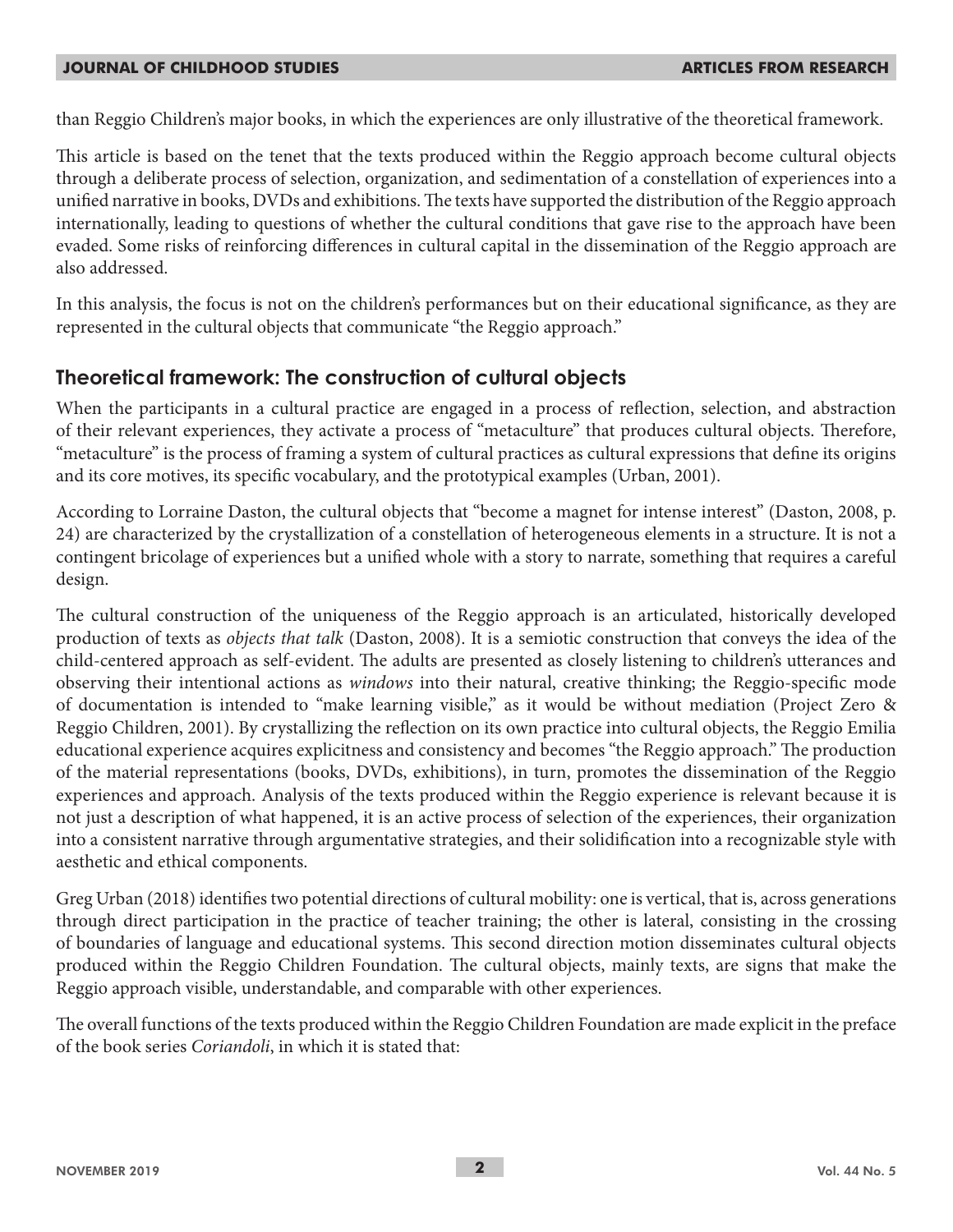than Reggio Children's major books, in which the experiences are only illustrative of the theoretical framework.

This article is based on the tenet that the texts produced within the Reggio approach become cultural objects through a deliberate process of selection, organization, and sedimentation of a constellation of experiences into a unified narrative in books, DVDs and exhibitions. The texts have supported the distribution of the Reggio approach internationally, leading to questions of whether the cultural conditions that gave rise to the approach have been evaded. Some risks of reinforcing differences in cultural capital in the dissemination of the Reggio approach are also addressed.

In this analysis, the focus is not on the children's performances but on their educational significance, as they are represented in the cultural objects that communicate "the Reggio approach."

## Theoretical framework: The construction of cultural objects

When the participants in a cultural practice are engaged in a process of reflection, selection, and abstraction of their relevant experiences, they activate a process of "metaculture" that produces cultural objects. Therefore, "metaculture" is the process of framing a system of cultural practices as cultural expressions that define its origins and its core motives, its specific vocabulary, and the prototypical examples (Urban, 2001).

According to Lorraine Daston, the cultural objects that "become a magnet for intense interest" (Daston, 2008, p. 24) are characterized by the crystallization of a constellation of heterogeneous elements in a structure. It is not a contingent bricolage of experiences but a unified whole with a story to narrate, something that requires a careful design.

The cultural construction of the uniqueness of the Reggio approach is an articulated, historically developed production of texts as *objects that talk* (Daston, 2008). It is a semiotic construction that conveys the idea of the child-centered approach as self-evident. The adults are presented as closely listening to children's utterances and observing their intentional actions as *windows* into their natural, creative thinking; the Reggio-specific mode of documentation is intended to "make learning visible," as it would be without mediation (Project Zero & Reggio Children, 2001). By crystallizing the reflection on its own practice into cultural objects, the Reggio Emilia educational experience acquires explicitness and consistency and becomes "the Reggio approach." The production of the material representations (books, DVDs, exhibitions), in turn, promotes the dissemination of the Reggio experiences and approach. Analysis of the texts produced within the Reggio experience is relevant because it is not just a description of what happened, it is an active process of selection of the experiences, their organization into a consistent narrative through argumentative strategies, and their solidification into a recognizable style with aesthetic and ethical components.

Greg Urban (2018) identifies two potential directions of cultural mobility: one is vertical, that is, across generations through direct participation in the practice of teacher training; the other is lateral, consisting in the crossing of boundaries of language and educational systems. This second direction motion disseminates cultural objects produced within the Reggio Children Foundation. The cultural objects, mainly texts, are signs that make the Reggio approach visible, understandable, and comparable with other experiences.

The overall functions of the texts produced within the Reggio Children Foundation are made explicit in the preface of the book series *Coriandoli*, in which it is stated that: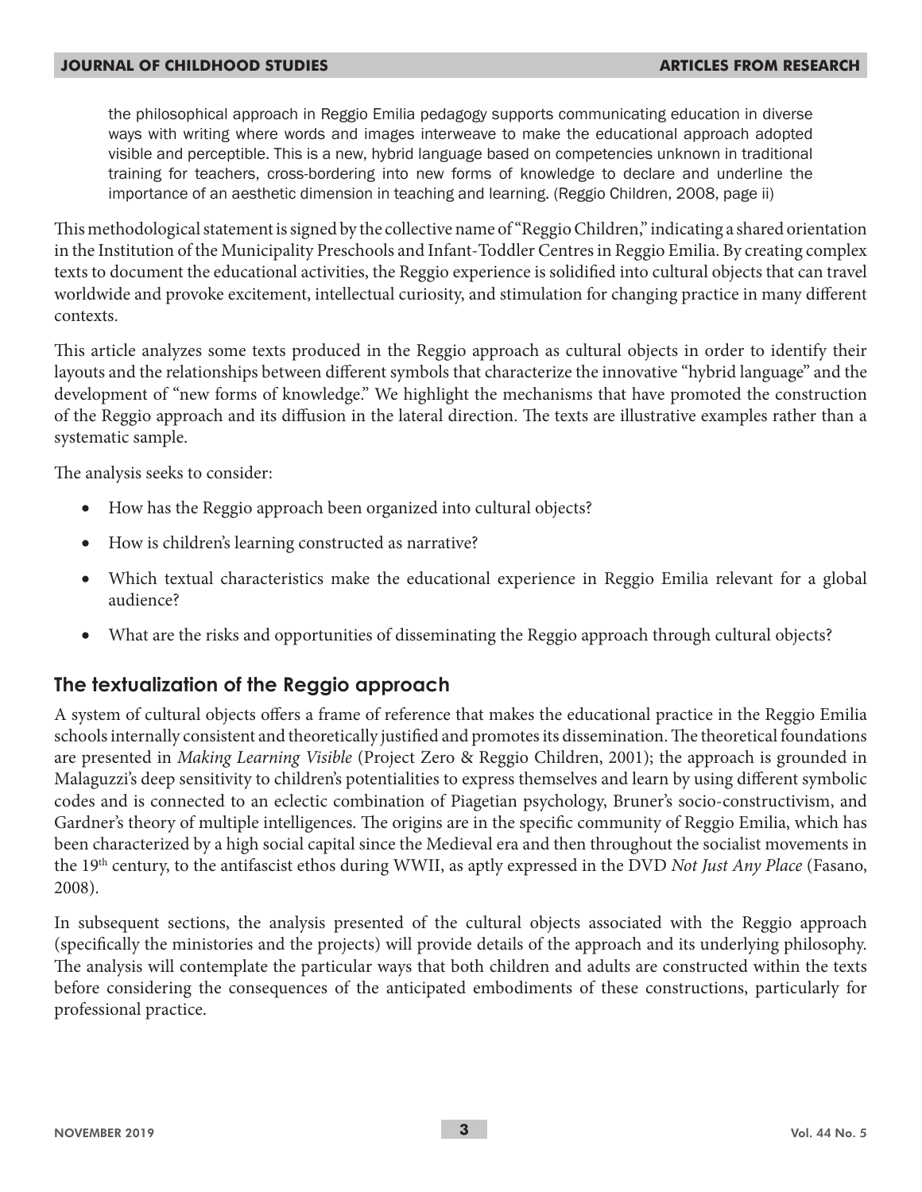> the philosophical approach in Reggio Emilia pedagogy supports communicating education in diverse ways with writing where words and images interweave to make the educational approach adopted visible and perceptible. This is a new, hybrid language based on competencies unknown in traditional training for teachers, cross-bordering into new forms of knowledge to declare and underline the importance of an aesthetic dimension in teaching and learning. (Reggio Children, 2008, page ii)

This methodological statement is signed by the collective name of "Reggio Children," indicating a shared orientation in the Institution of the Municipality Preschools and Infant-Toddler Centres in Reggio Emilia. By creating complex texts to document the educational activities, the Reggio experience is solidified into cultural objects that can travel worldwide and provoke excitement, intellectual curiosity, and stimulation for changing practice in many different contexts.

This article analyzes some texts produced in the Reggio approach as cultural objects in order to identify their layouts and the relationships between different symbols that characterize the innovative "hybrid language" and the development of "new forms of knowledge." We highlight the mechanisms that have promoted the construction of the Reggio approach and its diffusion in the lateral direction. The texts are illustrative examples rather than a systematic sample.

The analysis seeks to consider:

- How has the Reggio approach been organized into cultural objects?
- How is children's learning constructed as narrative?
- Which textual characteristics make the educational experience in Reggio Emilia relevant for a global audience?
- What are the risks and opportunities of disseminating the Reggio approach through cultural objects?

## The textualization of the Reggio approach

A system of cultural objects offers a frame of reference that makes the educational practice in the Reggio Emilia schools internally consistent and theoretically justified and promotes its dissemination. The theoretical foundations are presented in *Making Learning Visible* (Project Zero & Reggio Children, 2001); the approach is grounded in Malaguzzi's deep sensitivity to children's potentialities to express themselves and learn by using different symbolic codes and is connected to an eclectic combination of Piagetian psychology, Bruner's socio-constructivism, and Gardner's theory of multiple intelligences. The origins are in the specific community of Reggio Emilia, which has been characterized by a high social capital since the Medieval era and then throughout the socialist movements in the 19th century, to the antifascist ethos during WWII, as aptly expressed in the DVD *Not Just Any Place* (Fasano, 2008).

In subsequent sections, the analysis presented of the cultural objects associated with the Reggio approach (specifically the ministories and the projects) will provide details of the approach and its underlying philosophy. The analysis will contemplate the particular ways that both children and adults are constructed within the texts before considering the consequences of the anticipated embodiments of these constructions, particularly for professional practice.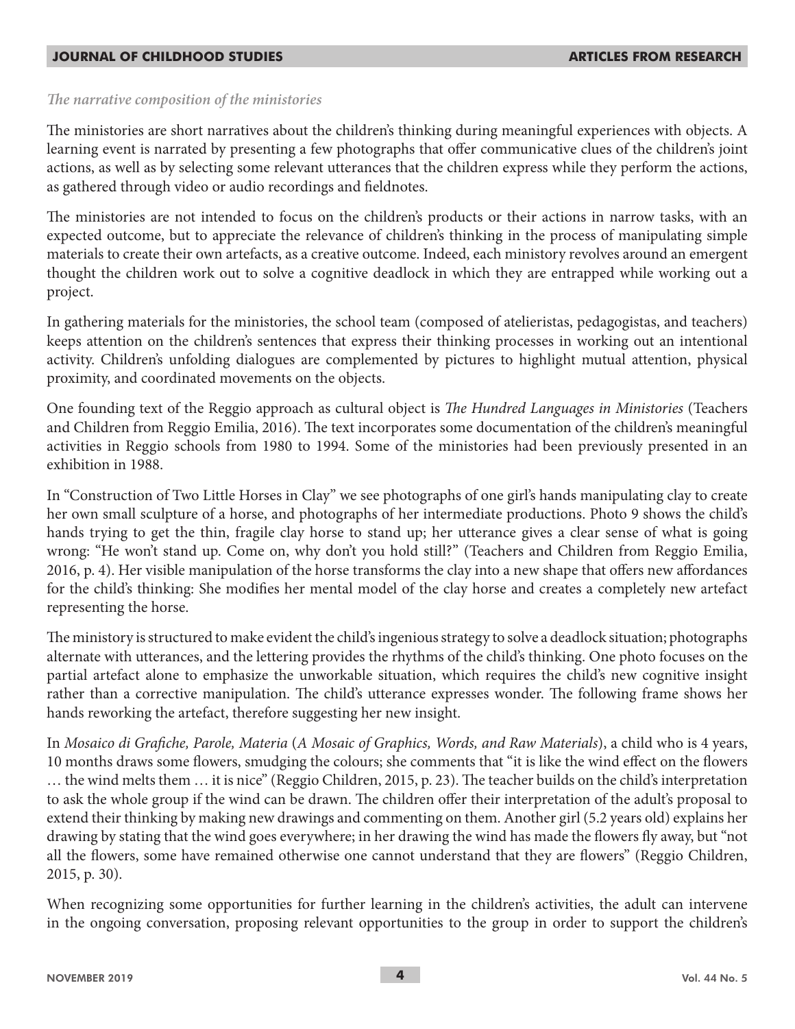*The narrative composition of the ministories*

The ministories are short narratives about the children's thinking during meaningful experiences with objects. A learning event is narrated by presenting a few photographs that offer communicative clues of the children's joint actions, as well as by selecting some relevant utterances that the children express while they perform the actions, as gathered through video or audio recordings and fieldnotes.

The ministories are not intended to focus on the children's products or their actions in narrow tasks, with an expected outcome, but to appreciate the relevance of children's thinking in the process of manipulating simple materials to create their own artefacts, as a creative outcome. Indeed, each ministory revolves around an emergent thought the children work out to solve a cognitive deadlock in which they are entrapped while working out a project.

In gathering materials for the ministories, the school team (composed of atelieristas, pedagogistas, and teachers) keeps attention on the children's sentences that express their thinking processes in working out an intentional activity. Children's unfolding dialogues are complemented by pictures to highlight mutual attention, physical proximity, and coordinated movements on the objects.

One founding text of the Reggio approach as cultural object is *The Hundred Languages in Ministories* (Teachers and Children from Reggio Emilia, 2016). The text incorporates some documentation of the children's meaningful activities in Reggio schools from 1980 to 1994. Some of the ministories had been previously presented in an exhibition in 1988.

In "Construction of Two Little Horses in Clay" we see photographs of one girl's hands manipulating clay to create her own small sculpture of a horse, and photographs of her intermediate productions. Photo 9 shows the child's hands trying to get the thin, fragile clay horse to stand up; her utterance gives a clear sense of what is going wrong: "He won't stand up. Come on, why don't you hold still?" (Teachers and Children from Reggio Emilia, 2016, p. 4). Her visible manipulation of the horse transforms the clay into a new shape that offers new affordances for the child's thinking: She modifies her mental model of the clay horse and creates a completely new artefact representing the horse.

The ministory is structured to make evident the child's ingenious strategy to solve a deadlock situation; photographs alternate with utterances, and the lettering provides the rhythms of the child's thinking. One photo focuses on the partial artefact alone to emphasize the unworkable situation, which requires the child's new cognitive insight rather than a corrective manipulation. The child's utterance expresses wonder. The following frame shows her hands reworking the artefact, therefore suggesting her new insight.

In *Mosaico di Grafiche, Parole, Materia* (*A Mosaic of Graphics, Words, and Raw Materials*), a child who is 4 years, 10 months draws some flowers, smudging the colours; she comments that "it is like the wind effect on the flowers … the wind melts them … it is nice" (Reggio Children, 2015, p. 23). The teacher builds on the child's interpretation to ask the whole group if the wind can be drawn. The children offer their interpretation of the adult's proposal to extend their thinking by making new drawings and commenting on them. Another girl (5.2 years old) explains her drawing by stating that the wind goes everywhere; in her drawing the wind has made the flowers fly away, but "not all the flowers, some have remained otherwise one cannot understand that they are flowers" (Reggio Children, 2015, p. 30).

When recognizing some opportunities for further learning in the children's activities, the adult can intervene in the ongoing conversation, proposing relevant opportunities to the group in order to support the children's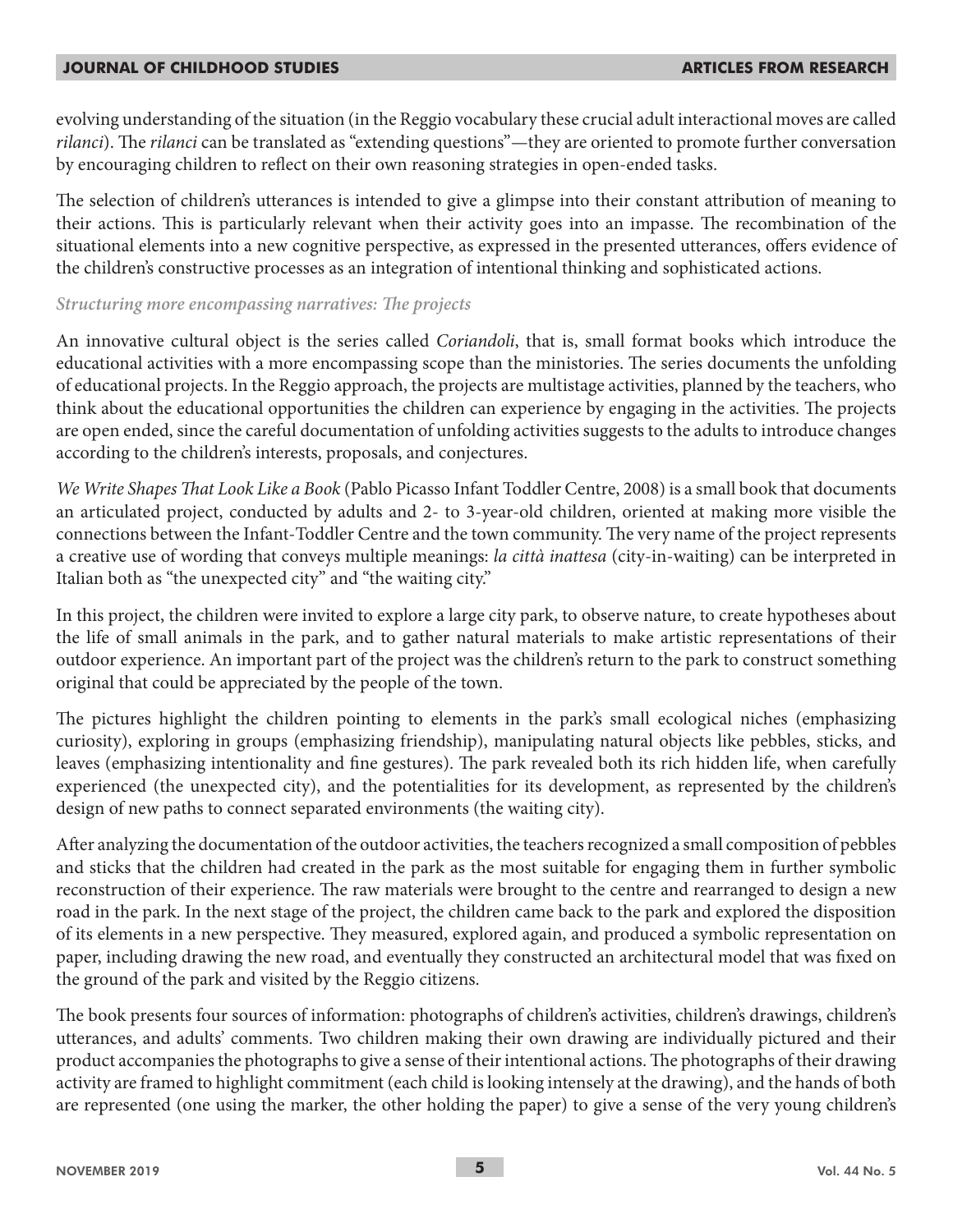evolving understanding of the situation (in the Reggio vocabulary these crucial adult interactional moves are called *rilanci*). The *rilanci* can be translated as "extending questions"—they are oriented to promote further conversation by encouraging children to reflect on their own reasoning strategies in open-ended tasks.

The selection of children's utterances is intended to give a glimpse into their constant attribution of meaning to their actions. This is particularly relevant when their activity goes into an impasse. The recombination of the situational elements into a new cognitive perspective, as expressed in the presented utterances, offers evidence of the children's constructive processes as an integration of intentional thinking and sophisticated actions.

#### *Structuring more encompassing narratives: The projects*

An innovative cultural object is the series called *Coriandoli*, that is, small format books which introduce the educational activities with a more encompassing scope than the ministories. The series documents the unfolding of educational projects. In the Reggio approach, the projects are multistage activities, planned by the teachers, who think about the educational opportunities the children can experience by engaging in the activities. The projects are open ended, since the careful documentation of unfolding activities suggests to the adults to introduce changes according to the children's interests, proposals, and conjectures.

*We Write Shapes That Look Like a Book* (Pablo Picasso Infant Toddler Centre, 2008) is a small book that documents an articulated project, conducted by adults and 2- to 3-year-old children, oriented at making more visible the connections between the Infant-Toddler Centre and the town community. The very name of the project represents a creative use of wording that conveys multiple meanings: *la città inattesa* (city-in-waiting) can be interpreted in Italian both as "the unexpected city" and "the waiting city."

In this project, the children were invited to explore a large city park, to observe nature, to create hypotheses about the life of small animals in the park, and to gather natural materials to make artistic representations of their outdoor experience. An important part of the project was the children's return to the park to construct something original that could be appreciated by the people of the town.

The pictures highlight the children pointing to elements in the park's small ecological niches (emphasizing curiosity), exploring in groups (emphasizing friendship), manipulating natural objects like pebbles, sticks, and leaves (emphasizing intentionality and fine gestures). The park revealed both its rich hidden life, when carefully experienced (the unexpected city), and the potentialities for its development, as represented by the children's design of new paths to connect separated environments (the waiting city).

After analyzing the documentation of the outdoor activities, the teachers recognized a small composition of pebbles and sticks that the children had created in the park as the most suitable for engaging them in further symbolic reconstruction of their experience. The raw materials were brought to the centre and rearranged to design a new road in the park. In the next stage of the project, the children came back to the park and explored the disposition of its elements in a new perspective. They measured, explored again, and produced a symbolic representation on paper, including drawing the new road, and eventually they constructed an architectural model that was fixed on the ground of the park and visited by the Reggio citizens.

The book presents four sources of information: photographs of children's activities, children's drawings, children's utterances, and adults' comments. Two children making their own drawing are individually pictured and their product accompanies the photographs to give a sense of their intentional actions. The photographs of their drawing activity are framed to highlight commitment (each child is looking intensely at the drawing), and the hands of both are represented (one using the marker, the other holding the paper) to give a sense of the very young children's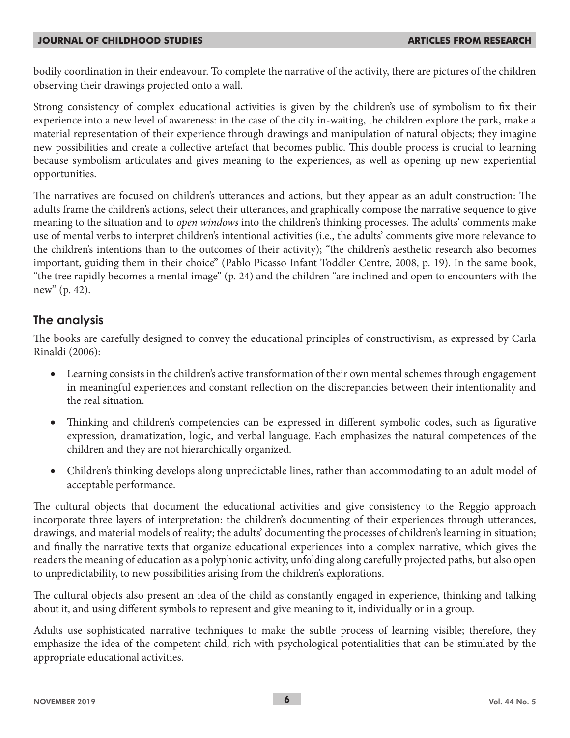bodily coordination in their endeavour. To complete the narrative of the activity, there are pictures of the children observing their drawings projected onto a wall.

Strong consistency of complex educational activities is given by the children's use of symbolism to fix their experience into a new level of awareness: in the case of the city in-waiting, the children explore the park, make a material representation of their experience through drawings and manipulation of natural objects; they imagine new possibilities and create a collective artefact that becomes public. This double process is crucial to learning because symbolism articulates and gives meaning to the experiences, as well as opening up new experiential opportunities.

The narratives are focused on children's utterances and actions, but they appear as an adult construction: The adults frame the children's actions, select their utterances, and graphically compose the narrative sequence to give meaning to the situation and to *open windows* into the children's thinking processes. The adults' comments make use of mental verbs to interpret children's intentional activities (i.e., the adults' comments give more relevance to the children's intentions than to the outcomes of their activity); "the children's aesthetic research also becomes important, guiding them in their choice" (Pablo Picasso Infant Toddler Centre, 2008, p. 19). In the same book, "the tree rapidly becomes a mental image" (p. 24) and the children "are inclined and open to encounters with the new" (p. 42).

## The analysis

The books are carefully designed to convey the educational principles of constructivism, as expressed by Carla Rinaldi (2006):

- Learning consists in the children's active transformation of their own mental schemes through engagement in meaningful experiences and constant reflection on the discrepancies between their intentionality and the real situation.
- Thinking and children's competencies can be expressed in different symbolic codes, such as figurative expression, dramatization, logic, and verbal language. Each emphasizes the natural competences of the children and they are not hierarchically organized.
- Children's thinking develops along unpredictable lines, rather than accommodating to an adult model of acceptable performance.

The cultural objects that document the educational activities and give consistency to the Reggio approach incorporate three layers of interpretation: the children's documenting of their experiences through utterances, drawings, and material models of reality; the adults' documenting the processes of children's learning in situation; and finally the narrative texts that organize educational experiences into a complex narrative, which gives the readers the meaning of education as a polyphonic activity, unfolding along carefully projected paths, but also open to unpredictability, to new possibilities arising from the children's explorations.

The cultural objects also present an idea of the child as constantly engaged in experience, thinking and talking about it, and using different symbols to represent and give meaning to it, individually or in a group.

Adults use sophisticated narrative techniques to make the subtle process of learning visible; therefore, they emphasize the idea of the competent child, rich with psychological potentialities that can be stimulated by the appropriate educational activities.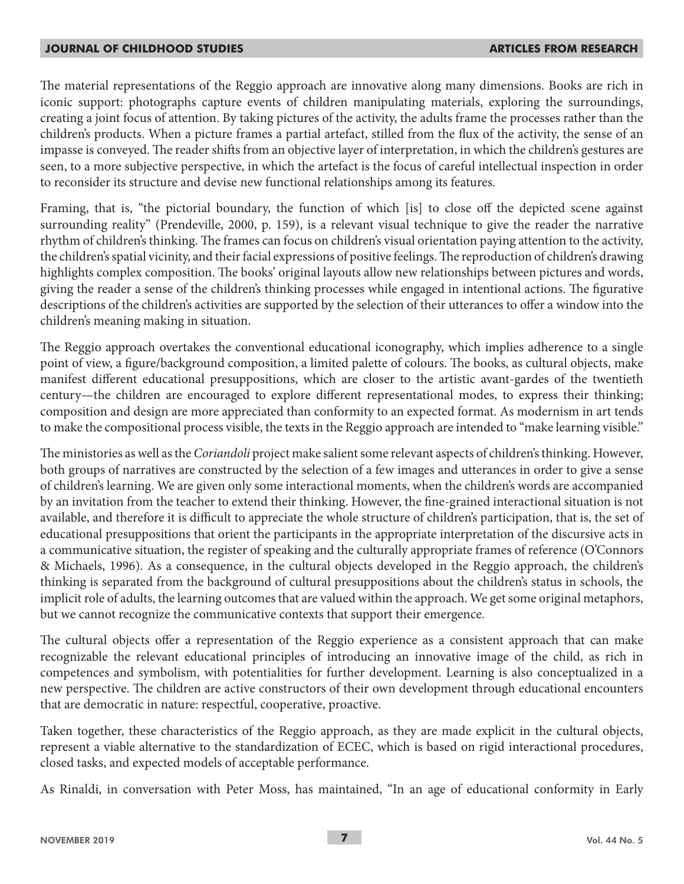The material representations of the Reggio approach are innovative along many dimensions. Books are rich in iconic support: photographs capture events of children manipulating materials, exploring the surroundings, creating a joint focus of attention. By taking pictures of the activity, the adults frame the processes rather than the children's products. When a picture frames a partial artefact, stilled from the flux of the activity, the sense of an impasse is conveyed. The reader shifts from an objective layer of interpretation, in which the children's gestures are seen, to a more subjective perspective, in which the artefact is the focus of careful intellectual inspection in order to reconsider its structure and devise new functional relationships among its features.

Framing, that is, "the pictorial boundary, the function of which [is] to close off the depicted scene against surrounding reality" (Prendeville, 2000, p. 159), is a relevant visual technique to give the reader the narrative rhythm of children's thinking. The frames can focus on children's visual orientation paying attention to the activity, the children's spatial vicinity, and their facial expressions of positive feelings. The reproduction of children's drawing highlights complex composition. The books' original layouts allow new relationships between pictures and words, giving the reader a sense of the children's thinking processes while engaged in intentional actions. The figurative descriptions of the children's activities are supported by the selection of their utterances to offer a window into the children's meaning making in situation.

The Reggio approach overtakes the conventional educational iconography, which implies adherence to a single point of view, a figure/background composition, a limited palette of colours. The books, as cultural objects, make manifest different educational presuppositions, which are closer to the artistic avant-gardes of the twentieth century—the children are encouraged to explore different representational modes, to express their thinking; composition and design are more appreciated than conformity to an expected format. As modernism in art tends to make the compositional process visible, the texts in the Reggio approach are intended to "make learning visible."

The ministories as well as the *Coriandoli* project make salient some relevant aspects of children's thinking. However, both groups of narratives are constructed by the selection of a few images and utterances in order to give a sense of children's learning. We are given only some interactional moments, when the children's words are accompanied by an invitation from the teacher to extend their thinking. However, the fine-grained interactional situation is not available, and therefore it is difficult to appreciate the whole structure of children's participation, that is, the set of educational presuppositions that orient the participants in the appropriate interpretation of the discursive acts in a communicative situation, the register of speaking and the culturally appropriate frames of reference (O'Connors & Michaels, 1996). As a consequence, in the cultural objects developed in the Reggio approach, the children's thinking is separated from the background of cultural presuppositions about the children's status in schools, the implicit role of adults, the learning outcomes that are valued within the approach. We get some original metaphors, but we cannot recognize the communicative contexts that support their emergence.

The cultural objects offer a representation of the Reggio experience as a consistent approach that can make recognizable the relevant educational principles of introducing an innovative image of the child, as rich in competences and symbolism, with potentialities for further development. Learning is also conceptualized in a new perspective. The children are active constructors of their own development through educational encounters that are democratic in nature: respectful, cooperative, proactive.

Taken together, these characteristics of the Reggio approach, as they are made explicit in the cultural objects, represent a viable alternative to the standardization of ECEC, which is based on rigid interactional procedures, closed tasks, and expected models of acceptable performance.

As Rinaldi, in conversation with Peter Moss, has maintained, "In an age of educational conformity in Early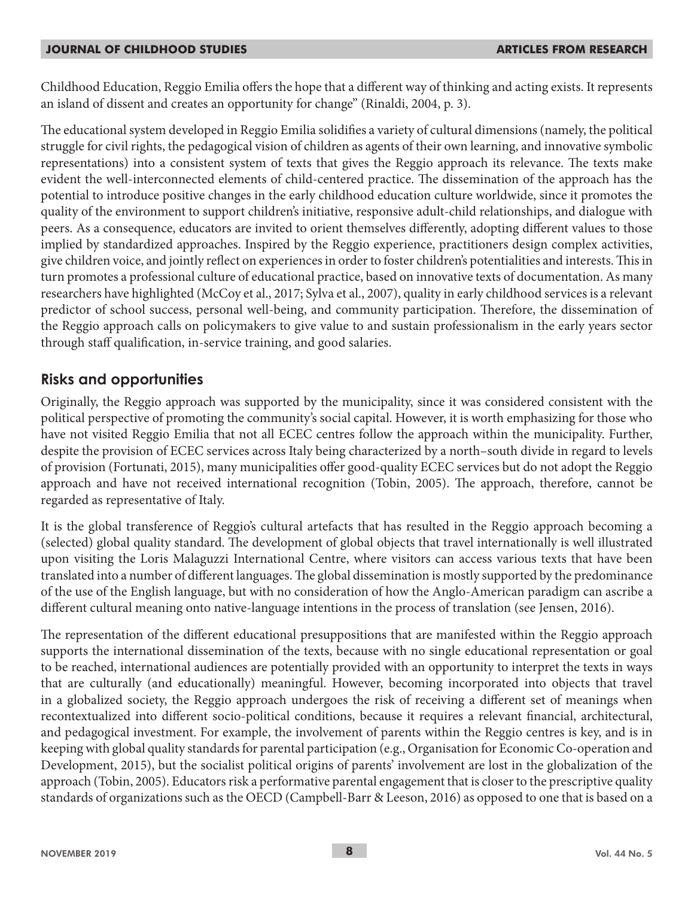Childhood Education, Reggio Emilia offers the hope that a different way of thinking and acting exists. It represents an island of dissent and creates an opportunity for change" (Rinaldi, 2004, p. 3).

The educational system developed in Reggio Emilia solidifies a variety of cultural dimensions (namely, the political struggle for civil rights, the pedagogical vision of children as agents of their own learning, and innovative symbolic representations) into a consistent system of texts that gives the Reggio approach its relevance. The texts make evident the well-interconnected elements of child-centered practice. The dissemination of the approach has the potential to introduce positive changes in the early childhood education culture worldwide, since it promotes the quality of the environment to support children's initiative, responsive adult-child relationships, and dialogue with peers. As a consequence, educators are invited to orient themselves differently, adopting different values to those implied by standardized approaches. Inspired by the Reggio experience, practitioners design complex activities, give children voice, and jointly reflect on experiences in order to foster children's potentialities and interests. This in turn promotes a professional culture of educational practice, based on innovative texts of documentation. As many researchers have highlighted (McCoy et al., 2017; Sylva et al., 2007), quality in early childhood services is a relevant predictor of school success, personal well-being, and community participation. Therefore, the dissemination of the Reggio approach calls on policymakers to give value to and sustain professionalism in the early years sector through staff qualification, in-service training, and good salaries.

## Risks and opportunities

Originally, the Reggio approach was supported by the municipality, since it was considered consistent with the political perspective of promoting the community's social capital. However, it is worth emphasizing for those who have not visited Reggio Emilia that not all ECEC centres follow the approach within the municipality. Further, despite the provision of ECEC services across Italy being characterized by a north–south divide in regard to levels of provision (Fortunati, 2015), many municipalities offer good-quality ECEC services but do not adopt the Reggio approach and have not received international recognition (Tobin, 2005). The approach, therefore, cannot be regarded as representative of Italy.

It is the global transference of Reggio's cultural artefacts that has resulted in the Reggio approach becoming a (selected) global quality standard. The development of global objects that travel internationally is well illustrated upon visiting the Loris Malaguzzi International Centre, where visitors can access various texts that have been translated into a number of different languages. The global dissemination is mostly supported by the predominance of the use of the English language, but with no consideration of how the Anglo-American paradigm can ascribe a different cultural meaning onto native-language intentions in the process of translation (see Jensen, 2016).

The representation of the different educational presuppositions that are manifested within the Reggio approach supports the international dissemination of the texts, because with no single educational representation or goal to be reached, international audiences are potentially provided with an opportunity to interpret the texts in ways that are culturally (and educationally) meaningful. However, becoming incorporated into objects that travel in a globalized society, the Reggio approach undergoes the risk of receiving a different set of meanings when recontextualized into different socio-political conditions, because it requires a relevant financial, architectural, and pedagogical investment. For example, the involvement of parents within the Reggio centres is key, and is in keeping with global quality standards for parental participation (e.g., Organisation for Economic Co-operation and Development, 2015), but the socialist political origins of parents' involvement are lost in the globalization of the approach (Tobin, 2005). Educators risk a performative parental engagement that is closer to the prescriptive quality standards of organizations such as the OECD (Campbell-Barr & Leeson, 2016) as opposed to one that is based on a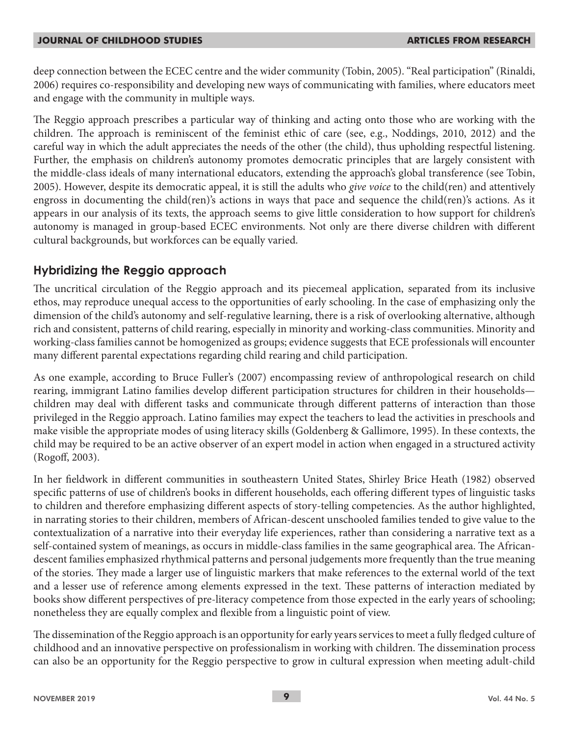deep connection between the ECEC centre and the wider community (Tobin, 2005). "Real participation" (Rinaldi, 2006) requires co-responsibility and developing new ways of communicating with families, where educators meet and engage with the community in multiple ways.

The Reggio approach prescribes a particular way of thinking and acting onto those who are working with the children. The approach is reminiscent of the feminist ethic of care (see, e.g., Noddings, 2010, 2012) and the careful way in which the adult appreciates the needs of the other (the child), thus upholding respectful listening. Further, the emphasis on children's autonomy promotes democratic principles that are largely consistent with the middle-class ideals of many international educators, extending the approach's global transference (see Tobin, 2005). However, despite its democratic appeal, it is still the adults who *give voice* to the child(ren) and attentively engross in documenting the child(ren)'s actions in ways that pace and sequence the child(ren)'s actions. As it appears in our analysis of its texts, the approach seems to give little consideration to how support for children's autonomy is managed in group-based ECEC environments. Not only are there diverse children with different cultural backgrounds, but workforces can be equally varied.

## Hybridizing the Reggio approach

The uncritical circulation of the Reggio approach and its piecemeal application, separated from its inclusive ethos, may reproduce unequal access to the opportunities of early schooling. In the case of emphasizing only the dimension of the child's autonomy and self-regulative learning, there is a risk of overlooking alternative, although rich and consistent, patterns of child rearing, especially in minority and working-class communities. Minority and working-class families cannot be homogenized as groups; evidence suggests that ECE professionals will encounter many different parental expectations regarding child rearing and child participation.

As one example, according to Bruce Fuller's (2007) encompassing review of anthropological research on child rearing, immigrant Latino families develop different participation structures for children in their households—children may deal with different tasks and communicate through different patterns of interaction than those privileged in the Reggio approach. Latino families may expect the teachers to lead the activities in preschools and make visible the appropriate modes of using literacy skills (Goldenberg & Gallimore, 1995). In these contexts, the child may be required to be an active observer of an expert model in action when engaged in a structured activity (Rogoff, 2003).

In her fieldwork in different communities in southeastern United States, Shirley Brice Heath (1982) observed specific patterns of use of children's books in different households, each offering different types of linguistic tasks to children and therefore emphasizing different aspects of story-telling competencies. As the author highlighted, in narrating stories to their children, members of African-descent unschooled families tended to give value to the contextualization of a narrative into their everyday life experiences, rather than considering a narrative text as a self-contained system of meanings, as occurs in middle-class families in the same geographical area. The African-descent families emphasized rhythmical patterns and personal judgements more frequently than the true meaning of the stories. They made a larger use of linguistic markers that make references to the external world of the text and a lesser use of reference among elements expressed in the text. These patterns of interaction mediated by books show different perspectives of pre-literacy competence from those expected in the early years of schooling; nonetheless they are equally complex and flexible from a linguistic point of view.

The dissemination of the Reggio approach is an opportunity for early years services to meet a fully fledged culture of childhood and an innovative perspective on professionalism in working with children. The dissemination process can also be an opportunity for the Reggio perspective to grow in cultural expression when meeting adult-child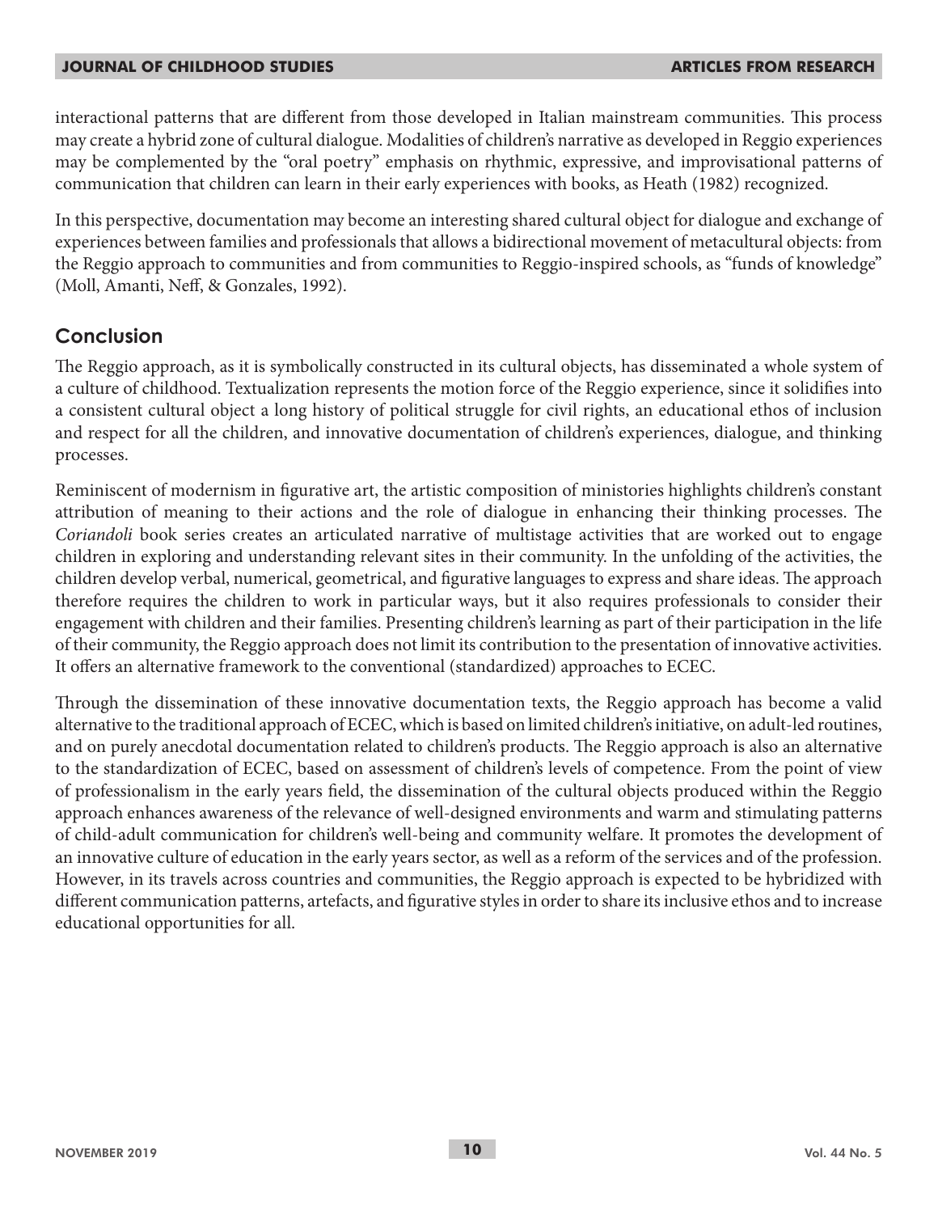interactional patterns that are different from those developed in Italian mainstream communities. This process may create a hybrid zone of cultural dialogue. Modalities of children's narrative as developed in Reggio experiences may be complemented by the "oral poetry" emphasis on rhythmic, expressive, and improvisational patterns of communication that children can learn in their early experiences with books, as Heath (1982) recognized.

In this perspective, documentation may become an interesting shared cultural object for dialogue and exchange of experiences between families and professionals that allows a bidirectional movement of metacultural objects: from the Reggio approach to communities and from communities to Reggio-inspired schools, as "funds of knowledge" (Moll, Amanti, Neff, & Gonzales, 1992).

## Conclusion

The Reggio approach, as it is symbolically constructed in its cultural objects, has disseminated a whole system of a culture of childhood. Textualization represents the motion force of the Reggio experience, since it solidifies into a consistent cultural object a long history of political struggle for civil rights, an educational ethos of inclusion and respect for all the children, and innovative documentation of children's experiences, dialogue, and thinking processes.

Reminiscent of modernism in figurative art, the artistic composition of ministories highlights children's constant attribution of meaning to their actions and the role of dialogue in enhancing their thinking processes. The *Coriandoli* book series creates an articulated narrative of multistage activities that are worked out to engage children in exploring and understanding relevant sites in their community. In the unfolding of the activities, the children develop verbal, numerical, geometrical, and figurative languages to express and share ideas. The approach therefore requires the children to work in particular ways, but it also requires professionals to consider their engagement with children and their families. Presenting children's learning as part of their participation in the life of their community, the Reggio approach does not limit its contribution to the presentation of innovative activities. It offers an alternative framework to the conventional (standardized) approaches to ECEC.

Through the dissemination of these innovative documentation texts, the Reggio approach has become a valid alternative to the traditional approach of ECEC, which is based on limited children's initiative, on adult-led routines, and on purely anecdotal documentation related to children's products. The Reggio approach is also an alternative to the standardization of ECEC, based on assessment of children's levels of competence. From the point of view of professionalism in the early years field, the dissemination of the cultural objects produced within the Reggio approach enhances awareness of the relevance of well-designed environments and warm and stimulating patterns of child-adult communication for children's well-being and community welfare. It promotes the development of an innovative culture of education in the early years sector, as well as a reform of the services and of the profession. However, in its travels across countries and communities, the Reggio approach is expected to be hybridized with different communication patterns, artefacts, and figurative styles in order to share its inclusive ethos and to increase educational opportunities for all.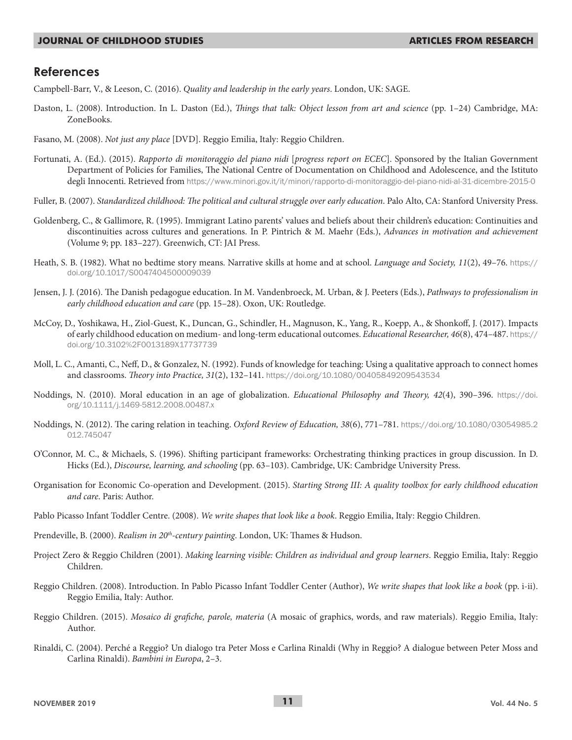## References

Campbell-Barr, V., & Leeson, C. (2016). *Quality and leadership in the early years*. London, UK: SAGE.

Daston, L. (2008). Introduction. In L. Daston (Ed.), *Things that talk: Object lesson from art and science* (pp. 1–24) Cambridge, MA: ZoneBooks.

Fasano, M. (2008). *Not just any place* [DVD]. Reggio Emilia, Italy: Reggio Children.

Fortunati, A. (Ed.). (2015). *Rapporto di monitoraggio del piano nidi* [*progress report on ECEC*]. Sponsored by the Italian Government Department of Policies for Families, The National Centre of Documentation on Childhood and Adolescence, and the Istituto degli Innocenti. Retrieved from https://www.minori.gov.it/it/minori/rapporto-di-monitoraggio-del-piano-nidi-al-31-dicembre-2015-0

Fuller, B. (2007). *Standardized childhood: The political and cultural struggle over early education*. Palo Alto, CA: Stanford University Press.

Goldenberg, C., & Gallimore, R. (1995). Immigrant Latino parents' values and beliefs about their children's education: Continuities and discontinuities across cultures and generations. In P. Pintrich & M. Maehr (Eds.), *Advances in motivation and achievement* (Volume 9; pp. 183–227). Greenwich, CT: JAI Press.

Heath, S. B. (1982). What no bedtime story means. Narrative skills at home and at school. *Language and Society, 11*(2), 49–76. https://doi.org/10.1017/S0047404500009039

Jensen, J. J. (2016). The Danish pedagogue education. In M. Vandenbroeck, M. Urban, & J. Peeters (Eds.), *Pathways to professionalism in early childhood education and care* (pp. 15–28). Oxon, UK: Routledge.

McCoy, D., Yoshikawa, H., Ziol-Guest, K., Duncan, G., Schindler, H., Magnuson, K., Yang, R., Koepp, A., & Shonkoff, J. (2017). Impacts of early childhood education on medium- and long-term educational outcomes. *Educational Researcher, 46*(8), 474–487. https://doi.org/10.3102%2F0013189X17737739

Moll, L. C., Amanti, C., Neff, D., & Gonzalez, N. (1992). Funds of knowledge for teaching: Using a qualitative approach to connect homes and classrooms. *Theory into Practice, 31*(2), 132–141. https://doi.org/10.1080/00405849209543534

Noddings, N. (2010). Moral education in an age of globalization. *Educational Philosophy and Theory, 42*(4), 390–396. https://doi.org/10.1111/j.1469-5812.2008.00487.x

Noddings, N. (2012). The caring relation in teaching. *Oxford Review of Education, 38*(6), 771–781. https://doi.org/10.1080/03054985.2012.745047

O'Connor, M. C., & Michaels, S. (1996). Shifting participant frameworks: Orchestrating thinking practices in group discussion. In D. Hicks (Ed.), *Discourse, learning, and schooling* (pp. 63–103). Cambridge, UK: Cambridge University Press.

Organisation for Economic Co-operation and Development. (2015). *Starting Strong III: A quality toolbox for early childhood education and care*. Paris: Author.

Pablo Picasso Infant Toddler Centre. (2008). *We write shapes that look like a book*. Reggio Emilia, Italy: Reggio Children.

Prendeville, B. (2000). *Realism in 20th-century painting*. London, UK: Thames & Hudson.

Project Zero & Reggio Children (2001). *Making learning visible: Children as individual and group learners*. Reggio Emilia, Italy: Reggio Children.

Reggio Children. (2008). Introduction. In Pablo Picasso Infant Toddler Center (Author), *We write shapes that look like a book* (pp. i-ii). Reggio Emilia, Italy: Author.

Reggio Children. (2015). *Mosaico di grafiche, parole, materia* (A mosaic of graphics, words, and raw materials). Reggio Emilia, Italy: Author.

Rinaldi, C. (2004). Perché a Reggio? Un dialogo tra Peter Moss e Carlina Rinaldi (Why in Reggio? A dialogue between Peter Moss and Carlina Rinaldi). *Bambini in Europa*, 2–3.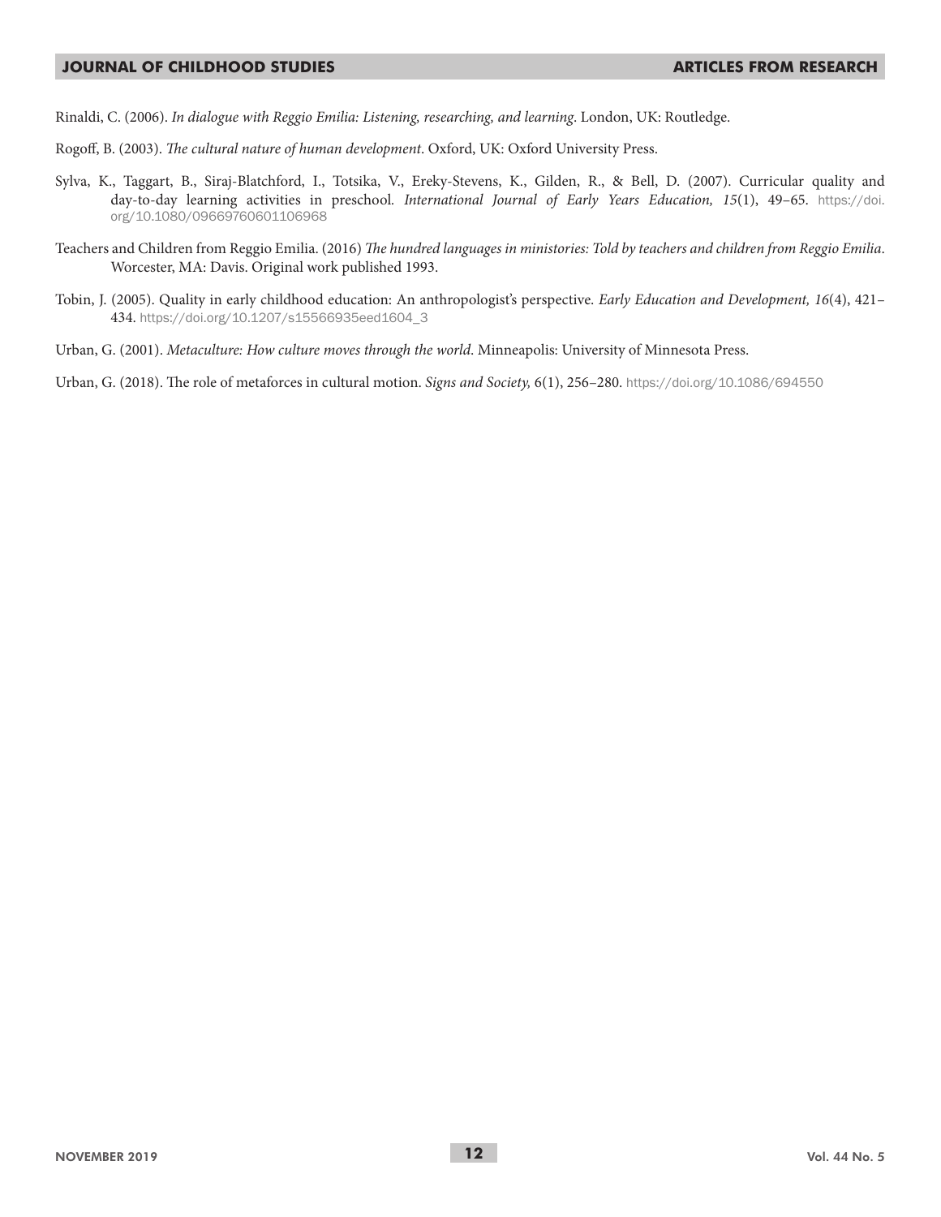Rinaldi, C. (2006). *In dialogue with Reggio Emilia: Listening, researching, and learning*. London, UK: Routledge.

Rogoff, B. (2003). *The cultural nature of human development*. Oxford, UK: Oxford University Press.

Sylva, K., Taggart, B., Siraj-Blatchford, I., Totsika, V., Ereky-Stevens, K., Gilden, R., & Bell, D. (2007). Curricular quality and day-to-day learning activities in preschool. *International Journal of Early Years Education, 15*(1), 49–65. https://doi.org/10.1080/09669760601106968

Teachers and Children from Reggio Emilia. (2016) *The hundred languages in ministories: Told by teachers and children from Reggio Emilia*. Worcester, MA: Davis. Original work published 1993.

Tobin, J. (2005). Quality in early childhood education: An anthropologist's perspective. *Early Education and Development, 16*(4), 421–434. https://doi.org/10.1207/s15566935eed1604_3

Urban, G. (2001). *Metaculture: How culture moves through the world*. Minneapolis: University of Minnesota Press.

Urban, G. (2018). The role of metaforces in cultural motion. *Signs and Society,* 6(1), 256–280. https://doi.org/10.1086/694550